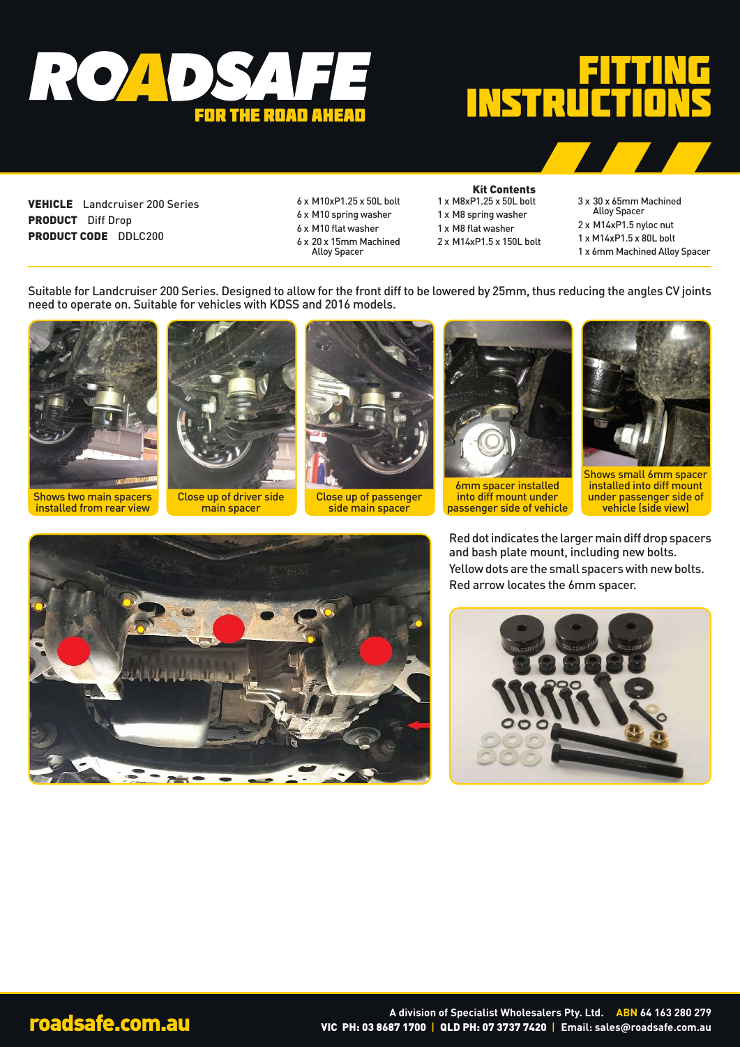# ROADSAFE

FOR THE ROAD AHEAD

# FITTING INSTRUCTIONS

**VEHICLE** Landcruiser 200 Series
**PRODUCT** Diff Drop
**PRODUCT CODE** DDLC200

**Kit Contents**

- 6 x M10xP1.25 x 50L bolt
- 6 x M10 spring washer
- 6 x M10 flat washer
- 6 x 20 x 15mm Machined Alloy Spacer
- 1 x M8xP1.25 x 50L bolt
- 1 x M8 spring washer
- 1 x M8 flat washer
- 2 x M14xP1.5 x 150L bolt
- 3 x 30 x 65mm Machined Alloy Spacer
- 2 x M14xP1.5 nyloc nut
- 1 x M14xP1.5 x 80L bolt
- 1 x 6mm Machined Alloy Spacer

Suitable for Landcruiser 200 Series. Designed to allow for the front diff to be lowered by 25mm, thus reducing the angles CV joints need to operate on. Suitable for vehicles with KDSS and 2016 models.

Shows two main spacers installed from rear view

Close up of driver side main spacer

Close up of passenger side main spacer

6mm spacer installed into diff mount under passenger side of vehicle

Shows small 6mm spacer installed into diff mount under passenger side of vehicle (side view)

Red dot indicates the larger main diff drop spacers and bash plate mount, including new bolts.
Yellow dots are the small spacers with new bolts.
Red arrow locates the 6mm spacer.

roadsafe.com.au

A division of Specialist Wholesalers Pty. Ltd. ABN 64 163 280 279
VIC PH: 03 8687 1700 | QLD PH: 07 3737 7420 | Email: sales@roadsafe.com.au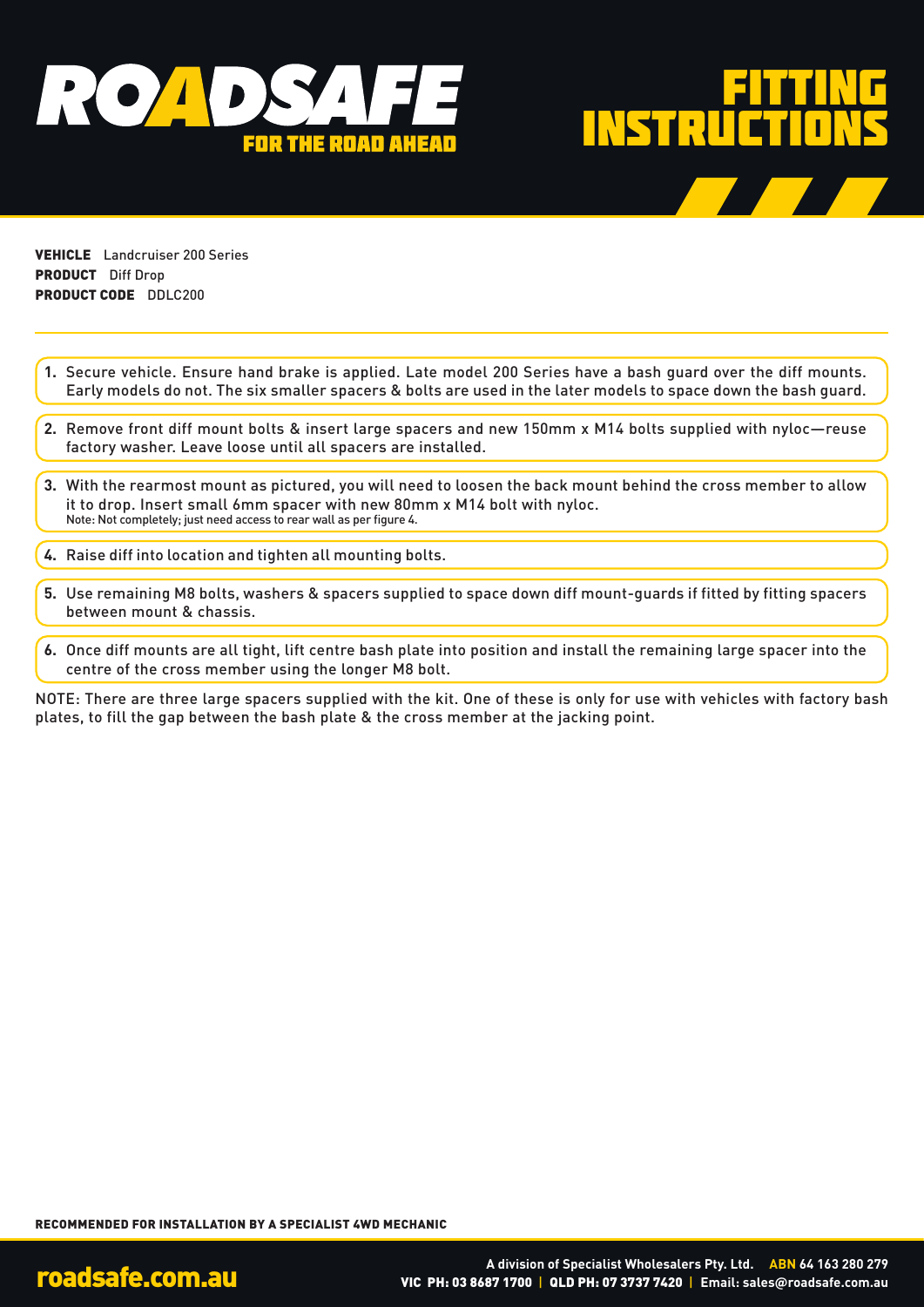# ROADSAFE

FOR THE ROAD AHEAD

# FITTING INSTRUCTIONS

**VEHICLE** Landcruiser 200 Series
**PRODUCT** Diff Drop
**PRODUCT CODE** DDLC200

---

1. Secure vehicle. Ensure hand brake is applied. Late model 200 Series have a bash guard over the diff mounts. Early models do not. The six smaller spacers & bolts are used in the later models to space down the bash guard.
2. Remove front diff mount bolts & insert large spacers and new 150mm x M14 bolts supplied with nyloc—reuse factory washer. Leave loose until all spacers are installed.
3. With the rearmost mount as pictured, you will need to loosen the back mount behind the cross member to allow it to drop. Insert small 6mm spacer with new 80mm x M14 bolt with nyloc.
   Note: Not completely; just need access to rear wall as per figure 4.
4. Raise diff into location and tighten all mounting bolts.
5. Use remaining M8 bolts, washers & spacers supplied to space down diff mount-guards if fitted by fitting spacers between mount & chassis.
6. Once diff mounts are all tight, lift centre bash plate into position and install the remaining large spacer into the centre of the cross member using the longer M8 bolt.

NOTE: There are three large spacers supplied with the kit. One of these is only for use with vehicles with factory bash plates, to fill the gap between the bash plate & the cross member at the jacking point.

**RECOMMENDED FOR INSTALLATION BY A SPECIALIST 4WD MECHANIC**

roadsafe.com.au

A division of Specialist Wholesalers Pty. Ltd. ABN 64 163 280 279
VIC PH: 03 8687 1700 | QLD PH: 07 3737 7420 | Email: sales@roadsafe.com.au